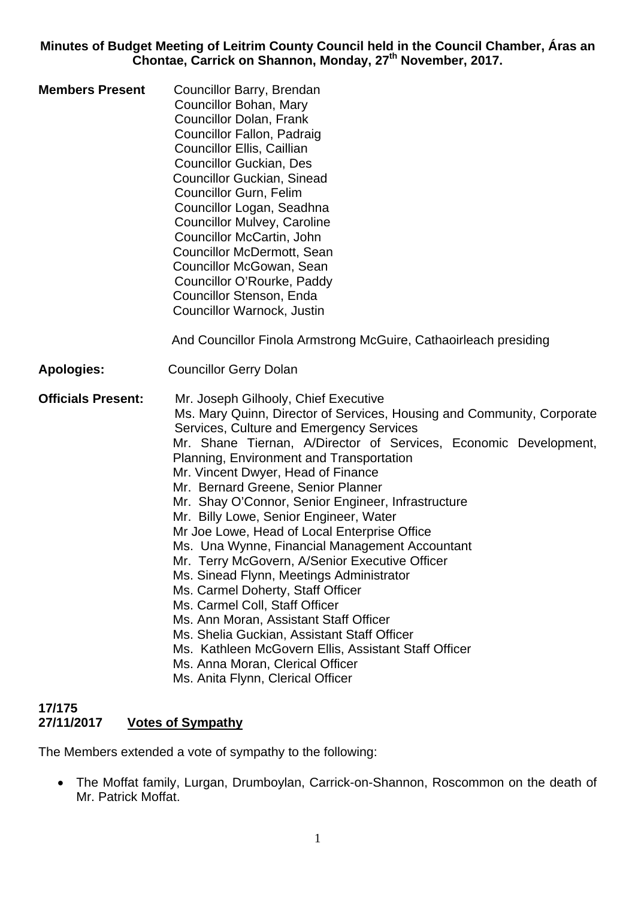**Minutes of Budget Meeting of Leitrim County Council held in the Council Chamber, Áras an Chontae, Carrick on Shannon, Monday, 27th November, 2017.**

**Members Present**
Councillor Barry, Brendan
Councillor Bohan, Mary
Councillor Dolan, Frank
Councillor Fallon, Padraig
Councillor Ellis, Caillian
Councillor Guckian, Des
Councillor Guckian, Sinead
Councillor Gurn, Felim
Councillor Logan, Seadhna
Councillor Mulvey, Caroline
Councillor McCartin, John
Councillor McDermott, Sean
Councillor McGowan, Sean
Councillor O'Rourke, Paddy
Councillor Stenson, Enda
Councillor Warnock, Justin

And Councillor Finola Armstrong McGuire, Cathaoirleach presiding

**Apologies:** Councillor Gerry Dolan

**Officials Present:**
Mr. Joseph Gilhooly, Chief Executive
Ms. Mary Quinn, Director of Services, Housing and Community, Corporate Services, Culture and Emergency Services
Mr. Shane Tiernan, A/Director of Services, Economic Development, Planning, Environment and Transportation
Mr. Vincent Dwyer, Head of Finance
Mr. Bernard Greene, Senior Planner
Mr. Shay O'Connor, Senior Engineer, Infrastructure
Mr. Billy Lowe, Senior Engineer, Water
Mr Joe Lowe, Head of Local Enterprise Office
Ms. Una Wynne, Financial Management Accountant
Mr. Terry McGovern, A/Senior Executive Officer
Ms. Sinead Flynn, Meetings Administrator
Ms. Carmel Doherty, Staff Officer
Ms. Carmel Coll, Staff Officer
Ms. Ann Moran, Assistant Staff Officer
Ms. Shelia Guckian, Assistant Staff Officer
Ms. Kathleen McGovern Ellis, Assistant Staff Officer
Ms. Anna Moran, Clerical Officer
Ms. Anita Flynn, Clerical Officer

**17/175**
**27/11/2017** **Votes of Sympathy**

The Members extended a vote of sympathy to the following:

- The Moffat family, Lurgan, Drumboylan, Carrick-on-Shannon, Roscommon on the death of Mr. Patrick Moffat.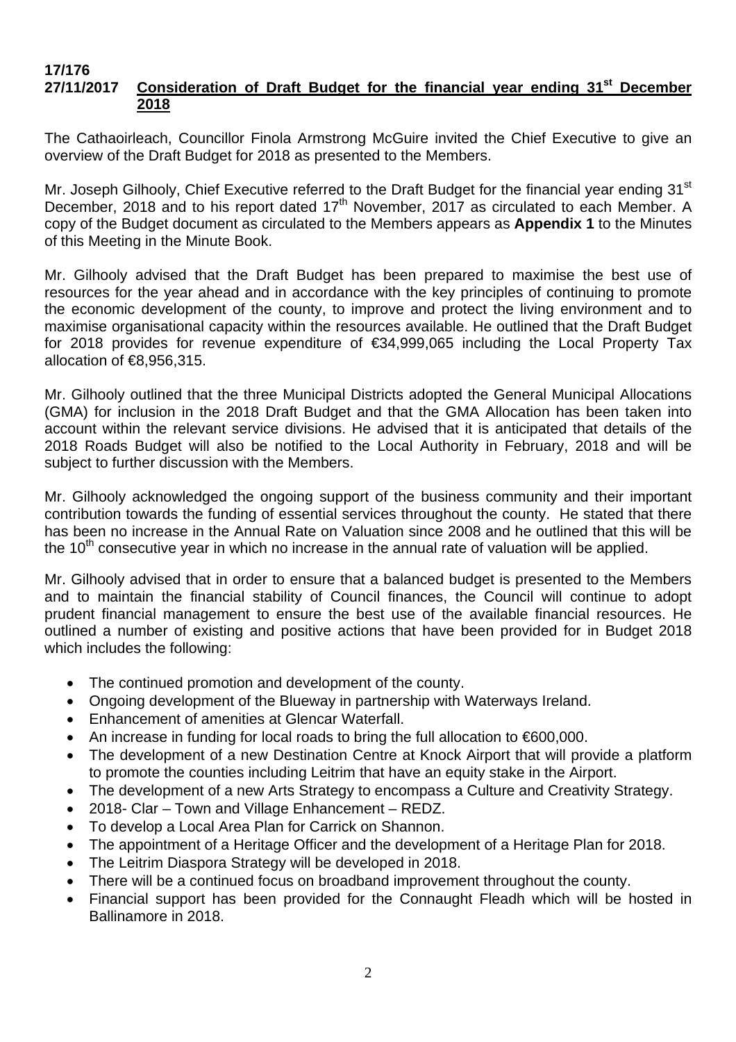**17/176**
**27/11/2017** **Consideration of Draft Budget for the financial year ending 31st December 2018**

The Cathaoirleach, Councillor Finola Armstrong McGuire invited the Chief Executive to give an overview of the Draft Budget for 2018 as presented to the Members.

Mr. Joseph Gilhooly, Chief Executive referred to the Draft Budget for the financial year ending 31st December, 2018 and to his report dated 17th November, 2017 as circulated to each Member. A copy of the Budget document as circulated to the Members appears as **Appendix 1** to the Minutes of this Meeting in the Minute Book.

Mr. Gilhooly advised that the Draft Budget has been prepared to maximise the best use of resources for the year ahead and in accordance with the key principles of continuing to promote the economic development of the county, to improve and protect the living environment and to maximise organisational capacity within the resources available. He outlined that the Draft Budget for 2018 provides for revenue expenditure of €34,999,065 including the Local Property Tax allocation of €8,956,315.

Mr. Gilhooly outlined that the three Municipal Districts adopted the General Municipal Allocations (GMA) for inclusion in the 2018 Draft Budget and that the GMA Allocation has been taken into account within the relevant service divisions. He advised that it is anticipated that details of the 2018 Roads Budget will also be notified to the Local Authority in February, 2018 and will be subject to further discussion with the Members.

Mr. Gilhooly acknowledged the ongoing support of the business community and their important contribution towards the funding of essential services throughout the county. He stated that there has been no increase in the Annual Rate on Valuation since 2008 and he outlined that this will be the 10th consecutive year in which no increase in the annual rate of valuation will be applied.

Mr. Gilhooly advised that in order to ensure that a balanced budget is presented to the Members and to maintain the financial stability of Council finances, the Council will continue to adopt prudent financial management to ensure the best use of the available financial resources. He outlined a number of existing and positive actions that have been provided for in Budget 2018 which includes the following:

- The continued promotion and development of the county.
- Ongoing development of the Blueway in partnership with Waterways Ireland.
- Enhancement of amenities at Glencar Waterfall.
- An increase in funding for local roads to bring the full allocation to €600,000.
- The development of a new Destination Centre at Knock Airport that will provide a platform to promote the counties including Leitrim that have an equity stake in the Airport.
- The development of a new Arts Strategy to encompass a Culture and Creativity Strategy.
- 2018- Clar – Town and Village Enhancement – REDZ.
- To develop a Local Area Plan for Carrick on Shannon.
- The appointment of a Heritage Officer and the development of a Heritage Plan for 2018.
- The Leitrim Diaspora Strategy will be developed in 2018.
- There will be a continued focus on broadband improvement throughout the county.
- Financial support has been provided for the Connaught Fleadh which will be hosted in Ballinamore in 2018.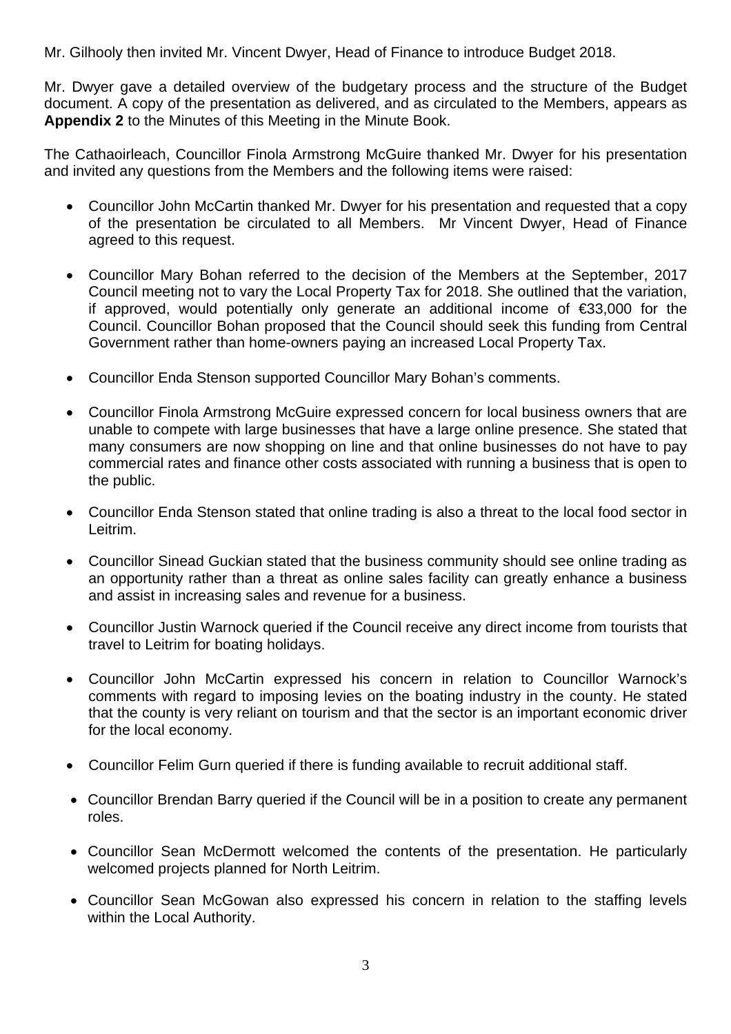Mr. Gilhooly then invited Mr. Vincent Dwyer, Head of Finance to introduce Budget 2018.

Mr. Dwyer gave a detailed overview of the budgetary process and the structure of the Budget document. A copy of the presentation as delivered, and as circulated to the Members, appears as **Appendix 2** to the Minutes of this Meeting in the Minute Book.

The Cathaoirleach, Councillor Finola Armstrong McGuire thanked Mr. Dwyer for his presentation and invited any questions from the Members and the following items were raised:

- Councillor John McCartin thanked Mr. Dwyer for his presentation and requested that a copy of the presentation be circulated to all Members. Mr Vincent Dwyer, Head of Finance agreed to this request.

- Councillor Mary Bohan referred to the decision of the Members at the September, 2017 Council meeting not to vary the Local Property Tax for 2018. She outlined that the variation, if approved, would potentially only generate an additional income of €33,000 for the Council. Councillor Bohan proposed that the Council should seek this funding from Central Government rather than home-owners paying an increased Local Property Tax.

- Councillor Enda Stenson supported Councillor Mary Bohan's comments.

- Councillor Finola Armstrong McGuire expressed concern for local business owners that are unable to compete with large businesses that have a large online presence. She stated that many consumers are now shopping on line and that online businesses do not have to pay commercial rates and finance other costs associated with running a business that is open to the public.

- Councillor Enda Stenson stated that online trading is also a threat to the local food sector in Leitrim.

- Councillor Sinead Guckian stated that the business community should see online trading as an opportunity rather than a threat as online sales facility can greatly enhance a business and assist in increasing sales and revenue for a business.

- Councillor Justin Warnock queried if the Council receive any direct income from tourists that travel to Leitrim for boating holidays.

- Councillor John McCartin expressed his concern in relation to Councillor Warnock's comments with regard to imposing levies on the boating industry in the county. He stated that the county is very reliant on tourism and that the sector is an important economic driver for the local economy.

- Councillor Felim Gurn queried if there is funding available to recruit additional staff.

- Councillor Brendan Barry queried if the Council will be in a position to create any permanent roles.

- Councillor Sean McDermott welcomed the contents of the presentation. He particularly welcomed projects planned for North Leitrim.

- Councillor Sean McGowan also expressed his concern in relation to the staffing levels within the Local Authority.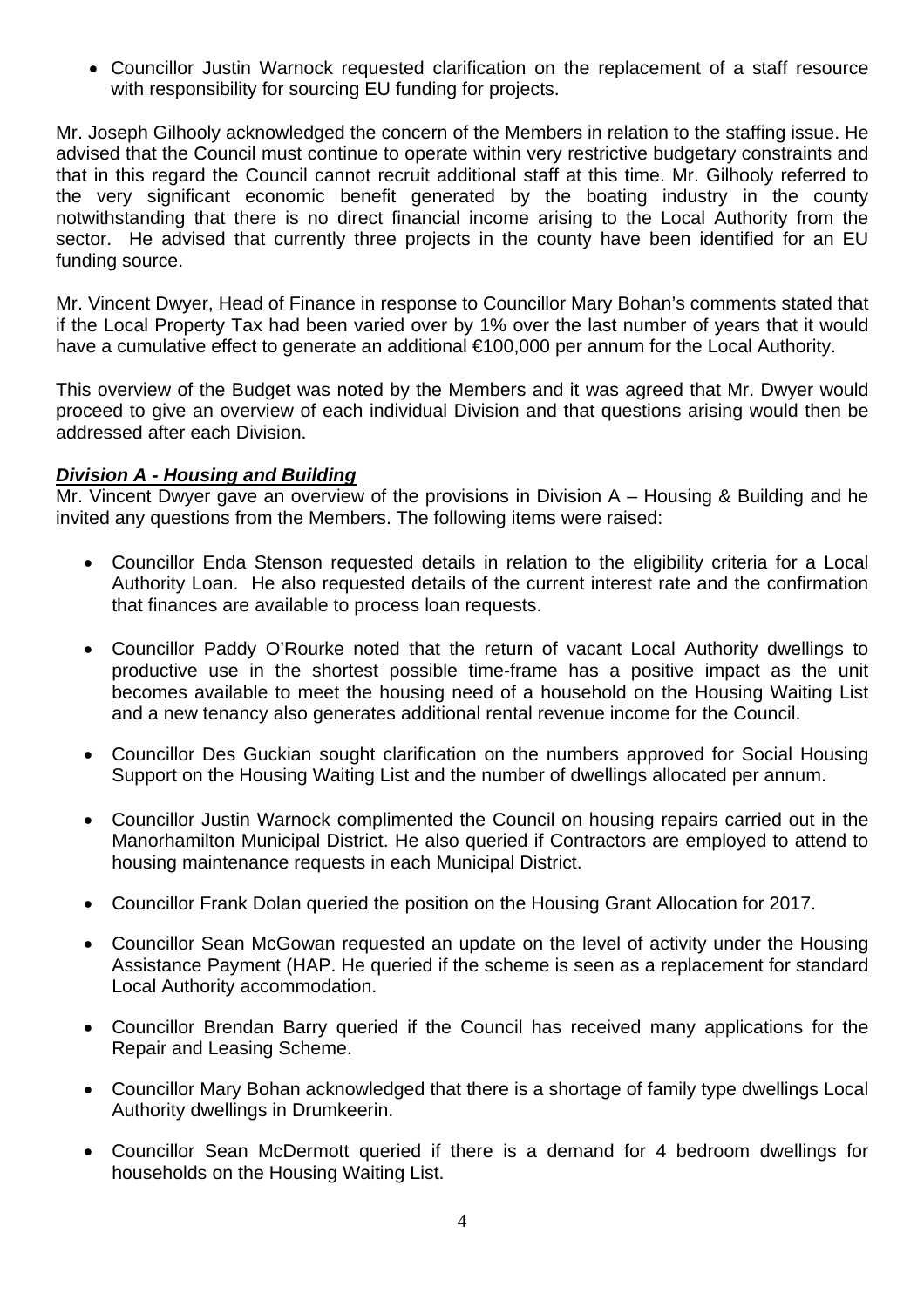- Councillor Justin Warnock requested clarification on the replacement of a staff resource with responsibility for sourcing EU funding for projects.

Mr. Joseph Gilhooly acknowledged the concern of the Members in relation to the staffing issue. He advised that the Council must continue to operate within very restrictive budgetary constraints and that in this regard the Council cannot recruit additional staff at this time. Mr. Gilhooly referred to the very significant economic benefit generated by the boating industry in the county notwithstanding that there is no direct financial income arising to the Local Authority from the sector. He advised that currently three projects in the county have been identified for an EU funding source.

Mr. Vincent Dwyer, Head of Finance in response to Councillor Mary Bohan's comments stated that if the Local Property Tax had been varied over by 1% over the last number of years that it would have a cumulative effect to generate an additional €100,000 per annum for the Local Authority.

This overview of the Budget was noted by the Members and it was agreed that Mr. Dwyer would proceed to give an overview of each individual Division and that questions arising would then be addressed after each Division.

***Division A - Housing and Building***

Mr. Vincent Dwyer gave an overview of the provisions in Division A – Housing & Building and he invited any questions from the Members. The following items were raised:

- Councillor Enda Stenson requested details in relation to the eligibility criteria for a Local Authority Loan. He also requested details of the current interest rate and the confirmation that finances are available to process loan requests.
- Councillor Paddy O'Rourke noted that the return of vacant Local Authority dwellings to productive use in the shortest possible time-frame has a positive impact as the unit becomes available to meet the housing need of a household on the Housing Waiting List and a new tenancy also generates additional rental revenue income for the Council.
- Councillor Des Guckian sought clarification on the numbers approved for Social Housing Support on the Housing Waiting List and the number of dwellings allocated per annum.
- Councillor Justin Warnock complimented the Council on housing repairs carried out in the Manorhamilton Municipal District. He also queried if Contractors are employed to attend to housing maintenance requests in each Municipal District.
- Councillor Frank Dolan queried the position on the Housing Grant Allocation for 2017.
- Councillor Sean McGowan requested an update on the level of activity under the Housing Assistance Payment (HAP. He queried if the scheme is seen as a replacement for standard Local Authority accommodation.
- Councillor Brendan Barry queried if the Council has received many applications for the Repair and Leasing Scheme.
- Councillor Mary Bohan acknowledged that there is a shortage of family type dwellings Local Authority dwellings in Drumkeerin.
- Councillor Sean McDermott queried if there is a demand for 4 bedroom dwellings for households on the Housing Waiting List.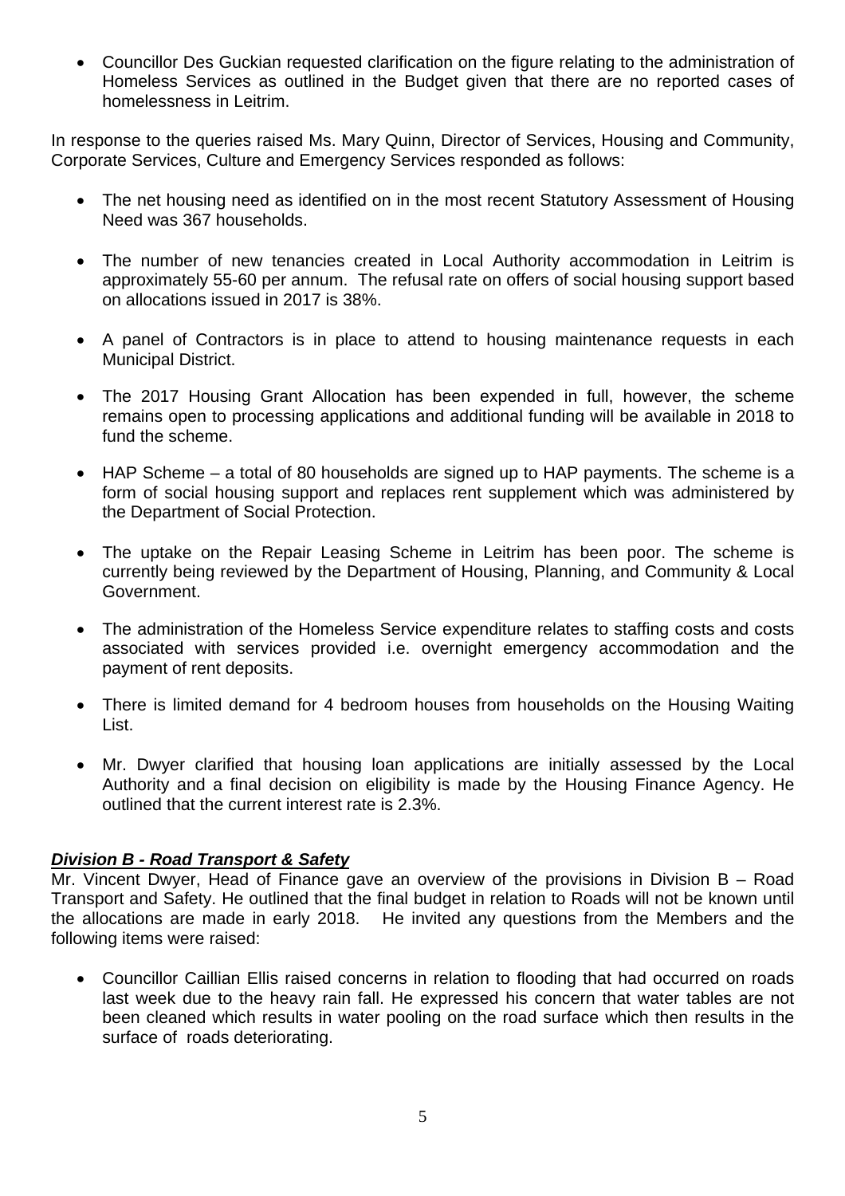- Councillor Des Guckian requested clarification on the figure relating to the administration of Homeless Services as outlined in the Budget given that there are no reported cases of homelessness in Leitrim.

In response to the queries raised Ms. Mary Quinn, Director of Services, Housing and Community, Corporate Services, Culture and Emergency Services responded as follows:

- The net housing need as identified on in the most recent Statutory Assessment of Housing Need was 367 households.

- The number of new tenancies created in Local Authority accommodation in Leitrim is approximately 55-60 per annum. The refusal rate on offers of social housing support based on allocations issued in 2017 is 38%.

- A panel of Contractors is in place to attend to housing maintenance requests in each Municipal District.

- The 2017 Housing Grant Allocation has been expended in full, however, the scheme remains open to processing applications and additional funding will be available in 2018 to fund the scheme.

- HAP Scheme – a total of 80 households are signed up to HAP payments. The scheme is a form of social housing support and replaces rent supplement which was administered by the Department of Social Protection.

- The uptake on the Repair Leasing Scheme in Leitrim has been poor. The scheme is currently being reviewed by the Department of Housing, Planning, and Community & Local Government.

- The administration of the Homeless Service expenditure relates to staffing costs and costs associated with services provided i.e. overnight emergency accommodation and the payment of rent deposits.

- There is limited demand for 4 bedroom houses from households on the Housing Waiting List.

- Mr. Dwyer clarified that housing loan applications are initially assessed by the Local Authority and a final decision on eligibility is made by the Housing Finance Agency. He outlined that the current interest rate is 2.3%.

### ***Division B - Road Transport & Safety***

Mr. Vincent Dwyer, Head of Finance gave an overview of the provisions in Division B – Road Transport and Safety. He outlined that the final budget in relation to Roads will not be known until the allocations are made in early 2018. He invited any questions from the Members and the following items were raised:

- Councillor Caillian Ellis raised concerns in relation to flooding that had occurred on roads last week due to the heavy rain fall. He expressed his concern that water tables are not been cleaned which results in water pooling on the road surface which then results in the surface of roads deteriorating.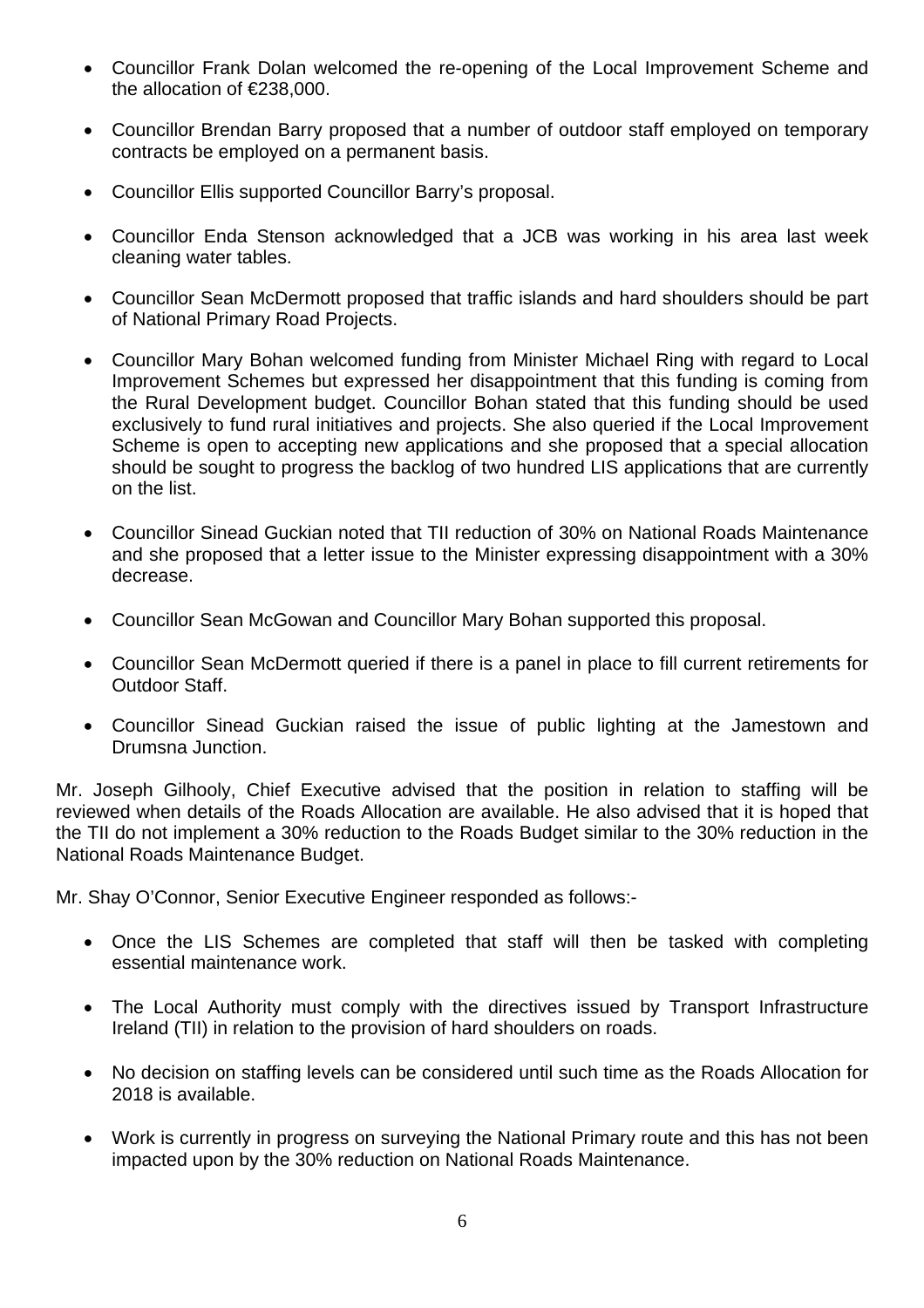- Councillor Frank Dolan welcomed the re-opening of the Local Improvement Scheme and the allocation of €238,000.

- Councillor Brendan Barry proposed that a number of outdoor staff employed on temporary contracts be employed on a permanent basis.

- Councillor Ellis supported Councillor Barry's proposal.

- Councillor Enda Stenson acknowledged that a JCB was working in his area last week cleaning water tables.

- Councillor Sean McDermott proposed that traffic islands and hard shoulders should be part of National Primary Road Projects.

- Councillor Mary Bohan welcomed funding from Minister Michael Ring with regard to Local Improvement Schemes but expressed her disappointment that this funding is coming from the Rural Development budget. Councillor Bohan stated that this funding should be used exclusively to fund rural initiatives and projects. She also queried if the Local Improvement Scheme is open to accepting new applications and she proposed that a special allocation should be sought to progress the backlog of two hundred LIS applications that are currently on the list.

- Councillor Sinead Guckian noted that TII reduction of 30% on National Roads Maintenance and she proposed that a letter issue to the Minister expressing disappointment with a 30% decrease.

- Councillor Sean McGowan and Councillor Mary Bohan supported this proposal.

- Councillor Sean McDermott queried if there is a panel in place to fill current retirements for Outdoor Staff.

- Councillor Sinead Guckian raised the issue of public lighting at the Jamestown and Drumsna Junction.

Mr. Joseph Gilhooly, Chief Executive advised that the position in relation to staffing will be reviewed when details of the Roads Allocation are available. He also advised that it is hoped that the TII do not implement a 30% reduction to the Roads Budget similar to the 30% reduction in the National Roads Maintenance Budget.

Mr. Shay O'Connor, Senior Executive Engineer responded as follows:-

- Once the LIS Schemes are completed that staff will then be tasked with completing essential maintenance work.

- The Local Authority must comply with the directives issued by Transport Infrastructure Ireland (TII) in relation to the provision of hard shoulders on roads.

- No decision on staffing levels can be considered until such time as the Roads Allocation for 2018 is available.

- Work is currently in progress on surveying the National Primary route and this has not been impacted upon by the 30% reduction on National Roads Maintenance.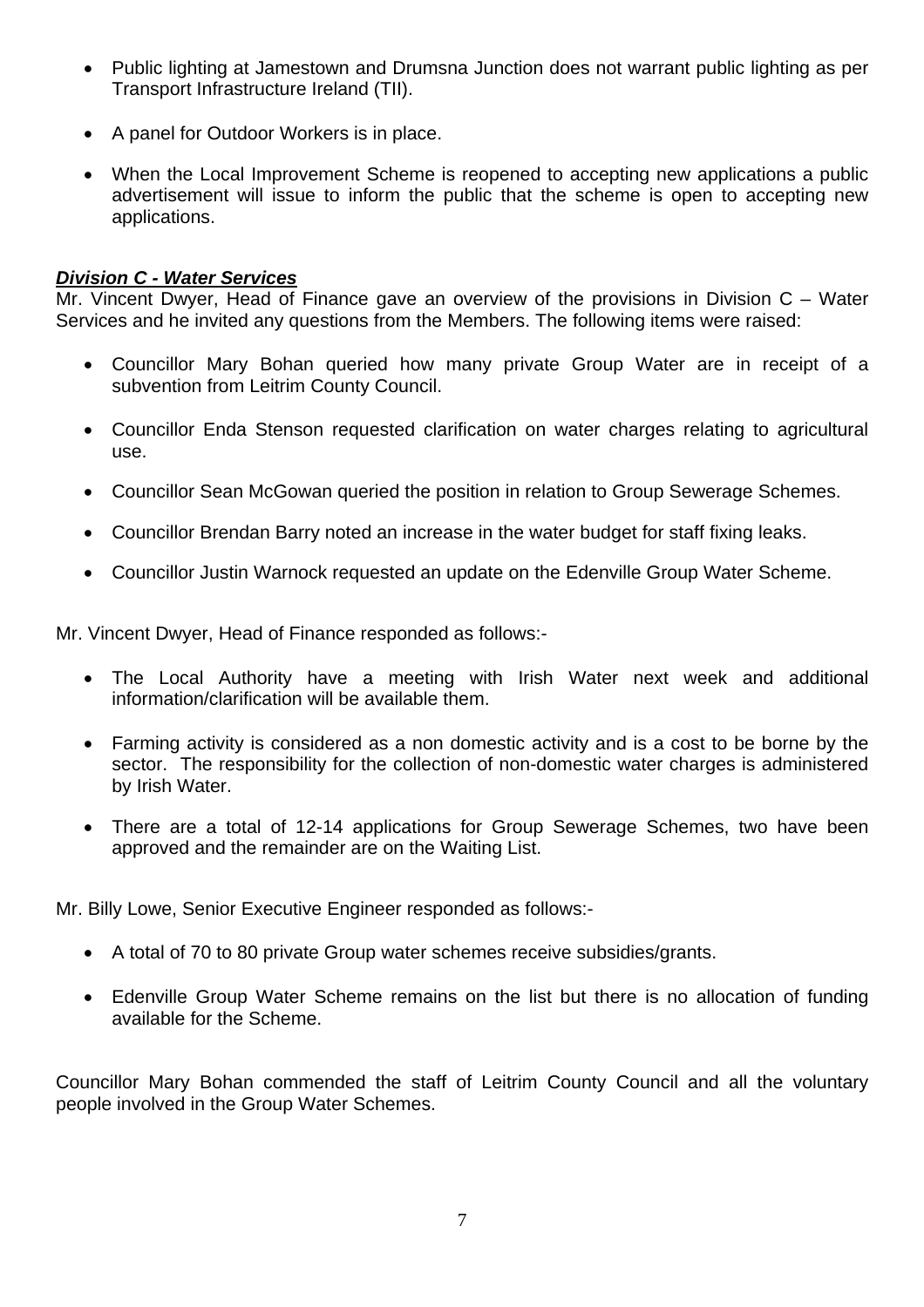- Public lighting at Jamestown and Drumsna Junction does not warrant public lighting as per Transport Infrastructure Ireland (TII).

- A panel for Outdoor Workers is in place.

- When the Local Improvement Scheme is reopened to accepting new applications a public advertisement will issue to inform the public that the scheme is open to accepting new applications.

***Division C - Water Services***

Mr. Vincent Dwyer, Head of Finance gave an overview of the provisions in Division C – Water Services and he invited any questions from the Members. The following items were raised:

- Councillor Mary Bohan queried how many private Group Water are in receipt of a subvention from Leitrim County Council.

- Councillor Enda Stenson requested clarification on water charges relating to agricultural use.

- Councillor Sean McGowan queried the position in relation to Group Sewerage Schemes.

- Councillor Brendan Barry noted an increase in the water budget for staff fixing leaks.

- Councillor Justin Warnock requested an update on the Edenville Group Water Scheme.

Mr. Vincent Dwyer, Head of Finance responded as follows:-

- The Local Authority have a meeting with Irish Water next week and additional information/clarification will be available them.

- Farming activity is considered as a non domestic activity and is a cost to be borne by the sector. The responsibility for the collection of non-domestic water charges is administered by Irish Water.

- There are a total of 12-14 applications for Group Sewerage Schemes, two have been approved and the remainder are on the Waiting List.

Mr. Billy Lowe, Senior Executive Engineer responded as follows:-

- A total of 70 to 80 private Group water schemes receive subsidies/grants.

- Edenville Group Water Scheme remains on the list but there is no allocation of funding available for the Scheme.

Councillor Mary Bohan commended the staff of Leitrim County Council and all the voluntary people involved in the Group Water Schemes.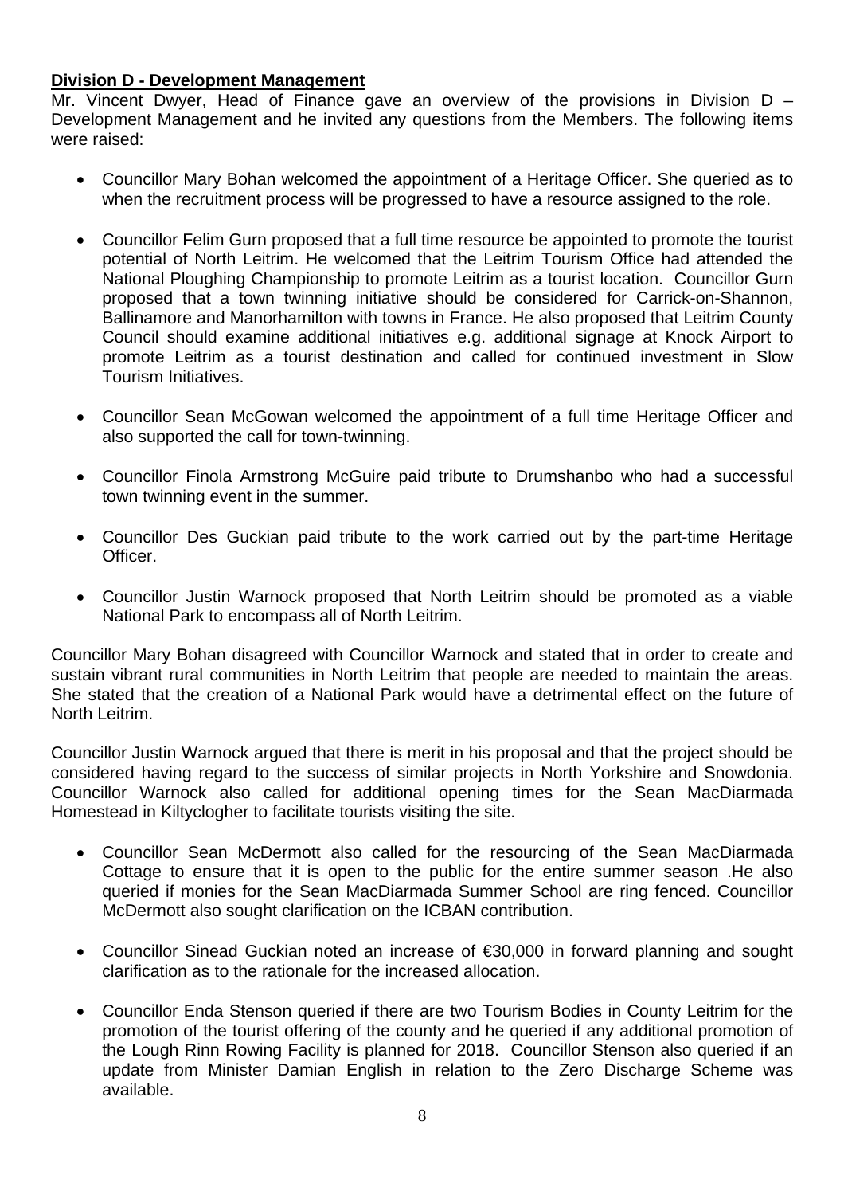**Division D - Development Management**

Mr. Vincent Dwyer, Head of Finance gave an overview of the provisions in Division D – Development Management and he invited any questions from the Members. The following items were raised:

- Councillor Mary Bohan welcomed the appointment of a Heritage Officer. She queried as to when the recruitment process will be progressed to have a resource assigned to the role.

- Councillor Felim Gurn proposed that a full time resource be appointed to promote the tourist potential of North Leitrim. He welcomed that the Leitrim Tourism Office had attended the National Ploughing Championship to promote Leitrim as a tourist location. Councillor Gurn proposed that a town twinning initiative should be considered for Carrick-on-Shannon, Ballinamore and Manorhamilton with towns in France. He also proposed that Leitrim County Council should examine additional initiatives e.g. additional signage at Knock Airport to promote Leitrim as a tourist destination and called for continued investment in Slow Tourism Initiatives.

- Councillor Sean McGowan welcomed the appointment of a full time Heritage Officer and also supported the call for town-twinning.

- Councillor Finola Armstrong McGuire paid tribute to Drumshanbo who had a successful town twinning event in the summer.

- Councillor Des Guckian paid tribute to the work carried out by the part-time Heritage Officer.

- Councillor Justin Warnock proposed that North Leitrim should be promoted as a viable National Park to encompass all of North Leitrim.

Councillor Mary Bohan disagreed with Councillor Warnock and stated that in order to create and sustain vibrant rural communities in North Leitrim that people are needed to maintain the areas. She stated that the creation of a National Park would have a detrimental effect on the future of North Leitrim.

Councillor Justin Warnock argued that there is merit in his proposal and that the project should be considered having regard to the success of similar projects in North Yorkshire and Snowdonia. Councillor Warnock also called for additional opening times for the Sean MacDiarmada Homestead in Kiltyclogher to facilitate tourists visiting the site.

- Councillor Sean McDermott also called for the resourcing of the Sean MacDiarmada Cottage to ensure that it is open to the public for the entire summer season .He also queried if monies for the Sean MacDiarmada Summer School are ring fenced. Councillor McDermott also sought clarification on the ICBAN contribution.

- Councillor Sinead Guckian noted an increase of €30,000 in forward planning and sought clarification as to the rationale for the increased allocation.

- Councillor Enda Stenson queried if there are two Tourism Bodies in County Leitrim for the promotion of the tourist offering of the county and he queried if any additional promotion of the Lough Rinn Rowing Facility is planned for 2018. Councillor Stenson also queried if an update from Minister Damian English in relation to the Zero Discharge Scheme was available.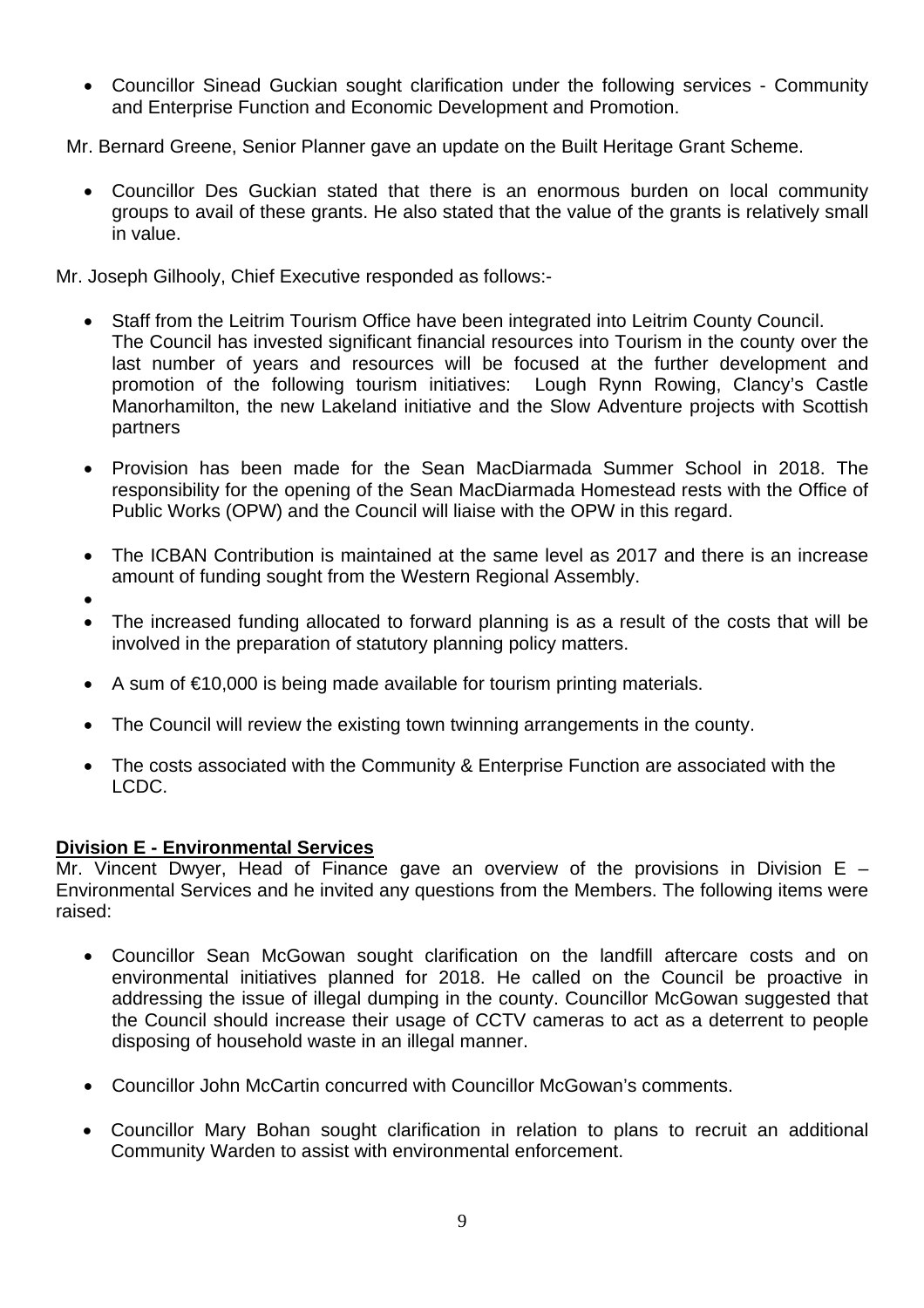- Councillor Sinead Guckian sought clarification under the following services - Community and Enterprise Function and Economic Development and Promotion.

Mr. Bernard Greene, Senior Planner gave an update on the Built Heritage Grant Scheme.

- Councillor Des Guckian stated that there is an enormous burden on local community groups to avail of these grants. He also stated that the value of the grants is relatively small in value.

Mr. Joseph Gilhooly, Chief Executive responded as follows:-

- Staff from the Leitrim Tourism Office have been integrated into Leitrim County Council. The Council has invested significant financial resources into Tourism in the county over the last number of years and resources will be focused at the further development and promotion of the following tourism initiatives: Lough Rynn Rowing, Clancy's Castle Manorhamilton, the new Lakeland initiative and the Slow Adventure projects with Scottish partners

- Provision has been made for the Sean MacDiarmada Summer School in 2018. The responsibility for the opening of the Sean MacDiarmada Homestead rests with the Office of Public Works (OPW) and the Council will liaise with the OPW in this regard.

- The ICBAN Contribution is maintained at the same level as 2017 and there is an increase amount of funding sought from the Western Regional Assembly.

- 

- The increased funding allocated to forward planning is as a result of the costs that will be involved in the preparation of statutory planning policy matters.

- A sum of €10,000 is being made available for tourism printing materials.

- The Council will review the existing town twinning arrangements in the county.

- The costs associated with the Community & Enterprise Function are associated with the LCDC.

**Division E - Environmental Services**

Mr. Vincent Dwyer, Head of Finance gave an overview of the provisions in Division E – Environmental Services and he invited any questions from the Members. The following items were raised:

- Councillor Sean McGowan sought clarification on the landfill aftercare costs and on environmental initiatives planned for 2018. He called on the Council be proactive in addressing the issue of illegal dumping in the county. Councillor McGowan suggested that the Council should increase their usage of CCTV cameras to act as a deterrent to people disposing of household waste in an illegal manner.

- Councillor John McCartin concurred with Councillor McGowan's comments.

- Councillor Mary Bohan sought clarification in relation to plans to recruit an additional Community Warden to assist with environmental enforcement.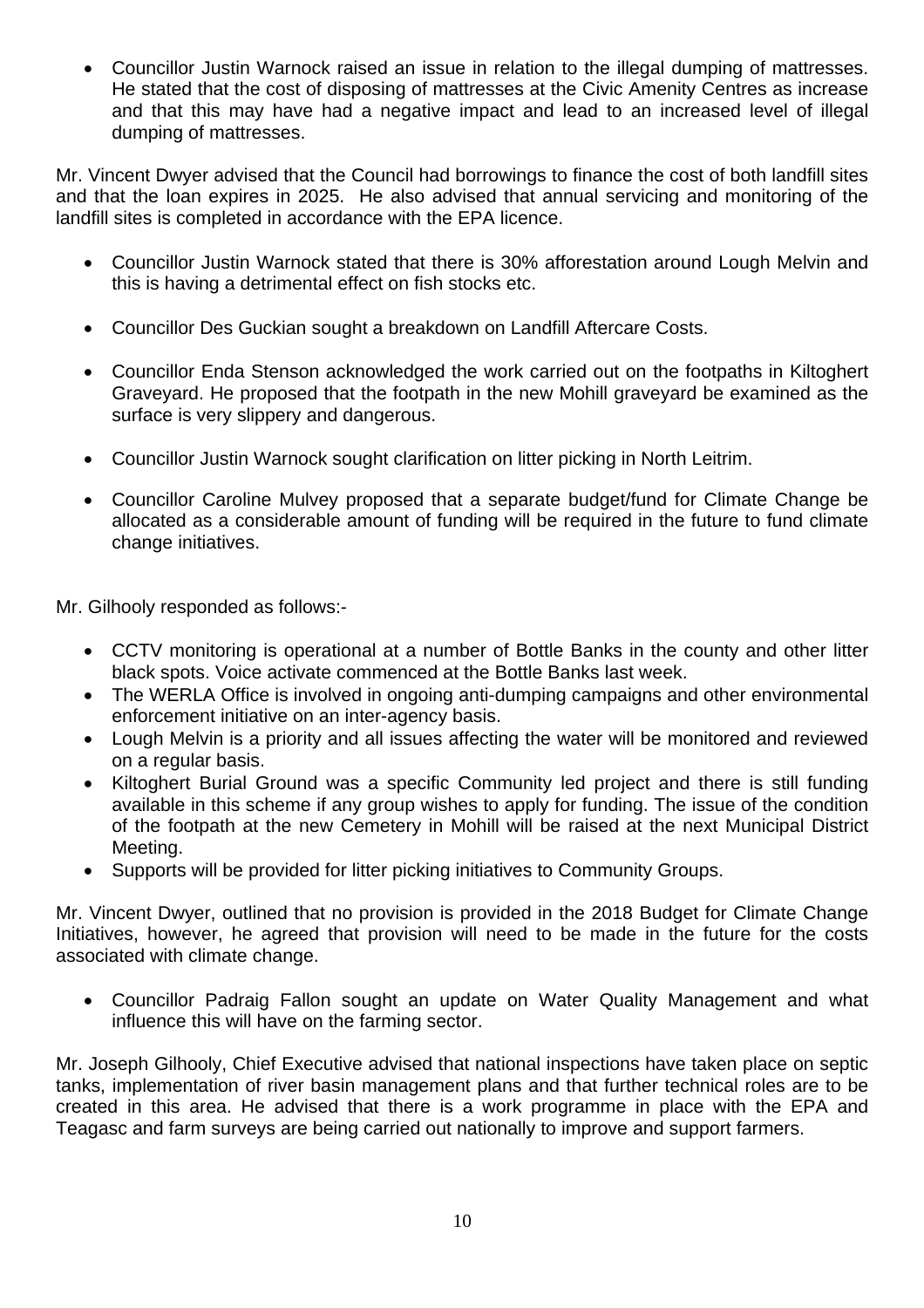- Councillor Justin Warnock raised an issue in relation to the illegal dumping of mattresses. He stated that the cost of disposing of mattresses at the Civic Amenity Centres as increase and that this may have had a negative impact and lead to an increased level of illegal dumping of mattresses.

Mr. Vincent Dwyer advised that the Council had borrowings to finance the cost of both landfill sites and that the loan expires in 2025. He also advised that annual servicing and monitoring of the landfill sites is completed in accordance with the EPA licence.

- Councillor Justin Warnock stated that there is 30% afforestation around Lough Melvin and this is having a detrimental effect on fish stocks etc.

- Councillor Des Guckian sought a breakdown on Landfill Aftercare Costs.

- Councillor Enda Stenson acknowledged the work carried out on the footpaths in Kiltoghert Graveyard. He proposed that the footpath in the new Mohill graveyard be examined as the surface is very slippery and dangerous.

- Councillor Justin Warnock sought clarification on litter picking in North Leitrim.

- Councillor Caroline Mulvey proposed that a separate budget/fund for Climate Change be allocated as a considerable amount of funding will be required in the future to fund climate change initiatives.

Mr. Gilhooly responded as follows:-

- CCTV monitoring is operational at a number of Bottle Banks in the county and other litter black spots. Voice activate commenced at the Bottle Banks last week.
- The WERLA Office is involved in ongoing anti-dumping campaigns and other environmental enforcement initiative on an inter-agency basis.
- Lough Melvin is a priority and all issues affecting the water will be monitored and reviewed on a regular basis.
- Kiltoghert Burial Ground was a specific Community led project and there is still funding available in this scheme if any group wishes to apply for funding. The issue of the condition of the footpath at the new Cemetery in Mohill will be raised at the next Municipal District Meeting.
- Supports will be provided for litter picking initiatives to Community Groups.

Mr. Vincent Dwyer, outlined that no provision is provided in the 2018 Budget for Climate Change Initiatives, however, he agreed that provision will need to be made in the future for the costs associated with climate change.

- Councillor Padraig Fallon sought an update on Water Quality Management and what influence this will have on the farming sector.

Mr. Joseph Gilhooly, Chief Executive advised that national inspections have taken place on septic tanks, implementation of river basin management plans and that further technical roles are to be created in this area. He advised that there is a work programme in place with the EPA and Teagasc and farm surveys are being carried out nationally to improve and support farmers.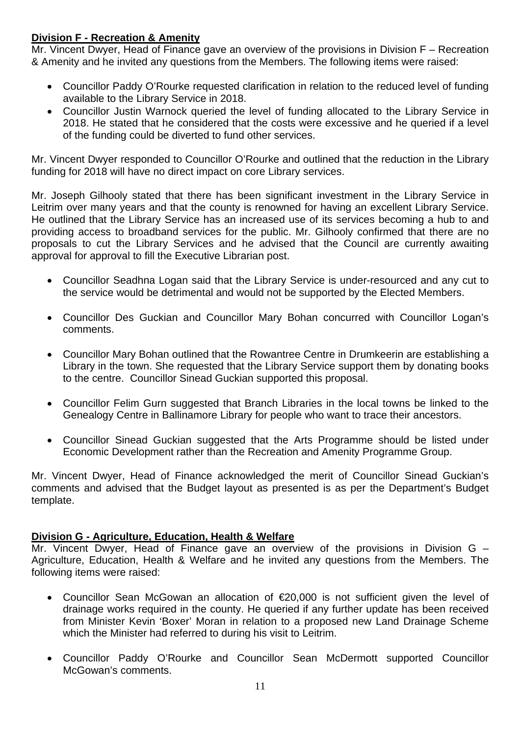**Division F - Recreation & Amenity**

Mr. Vincent Dwyer, Head of Finance gave an overview of the provisions in Division F – Recreation & Amenity and he invited any questions from the Members. The following items were raised:

- Councillor Paddy O'Rourke requested clarification in relation to the reduced level of funding available to the Library Service in 2018.
- Councillor Justin Warnock queried the level of funding allocated to the Library Service in 2018. He stated that he considered that the costs were excessive and he queried if a level of the funding could be diverted to fund other services.

Mr. Vincent Dwyer responded to Councillor O'Rourke and outlined that the reduction in the Library funding for 2018 will have no direct impact on core Library services.

Mr. Joseph Gilhooly stated that there has been significant investment in the Library Service in Leitrim over many years and that the county is renowned for having an excellent Library Service. He outlined that the Library Service has an increased use of its services becoming a hub to and providing access to broadband services for the public. Mr. Gilhooly confirmed that there are no proposals to cut the Library Services and he advised that the Council are currently awaiting approval for approval to fill the Executive Librarian post.

- Councillor Seadhna Logan said that the Library Service is under-resourced and any cut to the service would be detrimental and would not be supported by the Elected Members.

- Councillor Des Guckian and Councillor Mary Bohan concurred with Councillor Logan's comments.

- Councillor Mary Bohan outlined that the Rowantree Centre in Drumkeerin are establishing a Library in the town. She requested that the Library Service support them by donating books to the centre. Councillor Sinead Guckian supported this proposal.

- Councillor Felim Gurn suggested that Branch Libraries in the local towns be linked to the Genealogy Centre in Ballinamore Library for people who want to trace their ancestors.

- Councillor Sinead Guckian suggested that the Arts Programme should be listed under Economic Development rather than the Recreation and Amenity Programme Group.

Mr. Vincent Dwyer, Head of Finance acknowledged the merit of Councillor Sinead Guckian's comments and advised that the Budget layout as presented is as per the Department's Budget template.

**Division G - Agriculture, Education, Health & Welfare**

Mr. Vincent Dwyer, Head of Finance gave an overview of the provisions in Division G – Agriculture, Education, Health & Welfare and he invited any questions from the Members. The following items were raised:

- Councillor Sean McGowan an allocation of €20,000 is not sufficient given the level of drainage works required in the county. He queried if any further update has been received from Minister Kevin 'Boxer' Moran in relation to a proposed new Land Drainage Scheme which the Minister had referred to during his visit to Leitrim.

- Councillor Paddy O'Rourke and Councillor Sean McDermott supported Councillor McGowan's comments.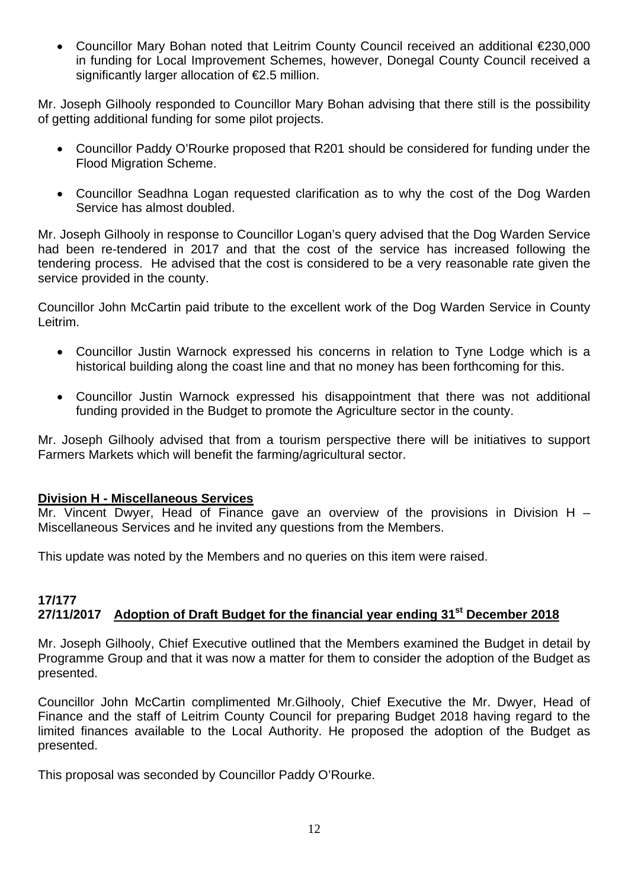- Councillor Mary Bohan noted that Leitrim County Council received an additional €230,000 in funding for Local Improvement Schemes, however, Donegal County Council received a significantly larger allocation of €2.5 million.

Mr. Joseph Gilhooly responded to Councillor Mary Bohan advising that there still is the possibility of getting additional funding for some pilot projects.

- Councillor Paddy O'Rourke proposed that R201 should be considered for funding under the Flood Migration Scheme.
- Councillor Seadhna Logan requested clarification as to why the cost of the Dog Warden Service has almost doubled.

Mr. Joseph Gilhooly in response to Councillor Logan's query advised that the Dog Warden Service had been re-tendered in 2017 and that the cost of the service has increased following the tendering process. He advised that the cost is considered to be a very reasonable rate given the service provided in the county.

Councillor John McCartin paid tribute to the excellent work of the Dog Warden Service in County Leitrim.

- Councillor Justin Warnock expressed his concerns in relation to Tyne Lodge which is a historical building along the coast line and that no money has been forthcoming for this.
- Councillor Justin Warnock expressed his disappointment that there was not additional funding provided in the Budget to promote the Agriculture sector in the county.

Mr. Joseph Gilhooly advised that from a tourism perspective there will be initiatives to support Farmers Markets which will benefit the farming/agricultural sector.

**Division H - Miscellaneous Services**

Mr. Vincent Dwyer, Head of Finance gave an overview of the provisions in Division H – Miscellaneous Services and he invited any questions from the Members.

This update was noted by the Members and no queries on this item were raised.

**17/177**
**27/11/2017 Adoption of Draft Budget for the financial year ending 31st December 2018**

Mr. Joseph Gilhooly, Chief Executive outlined that the Members examined the Budget in detail by Programme Group and that it was now a matter for them to consider the adoption of the Budget as presented.

Councillor John McCartin complimented Mr.Gilhooly, Chief Executive the Mr. Dwyer, Head of Finance and the staff of Leitrim County Council for preparing Budget 2018 having regard to the limited finances available to the Local Authority. He proposed the adoption of the Budget as presented.

This proposal was seconded by Councillor Paddy O'Rourke.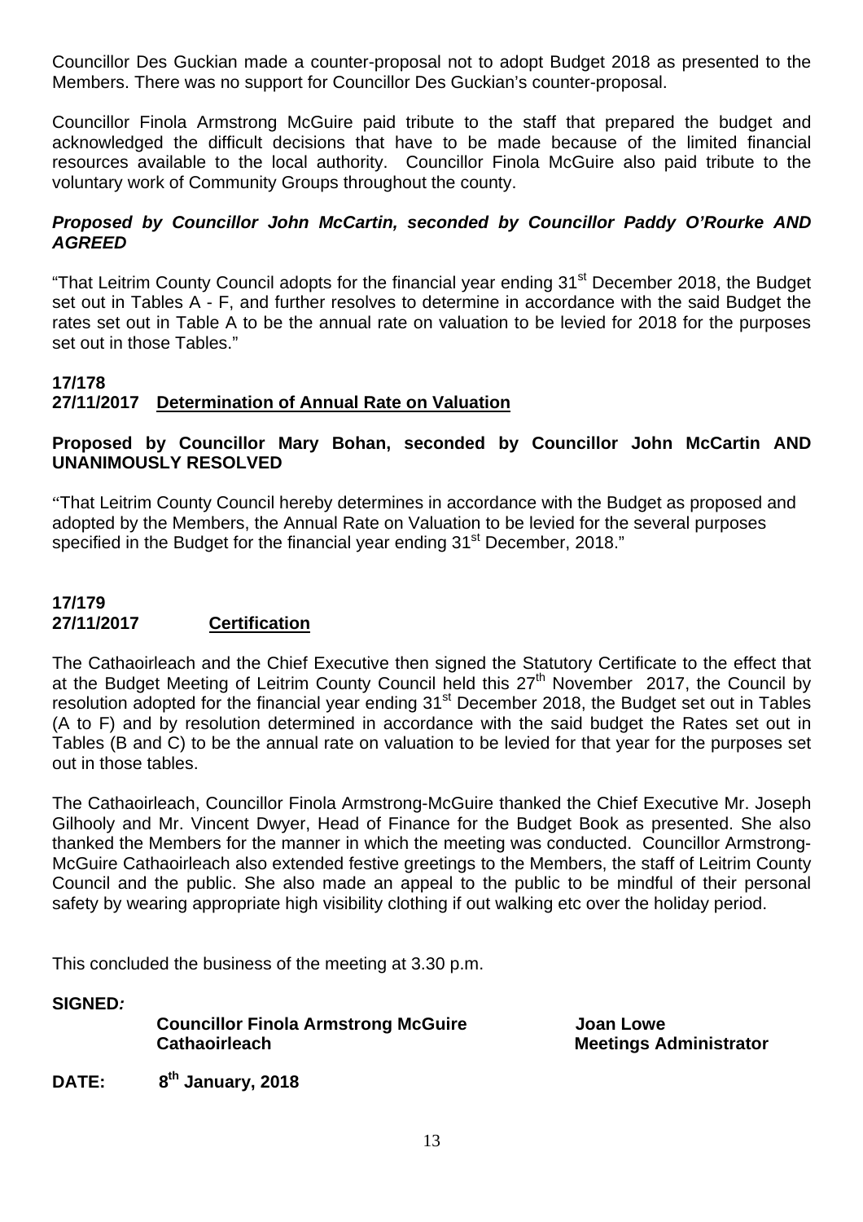Councillor Des Guckian made a counter-proposal not to adopt Budget 2018 as presented to the Members. There was no support for Councillor Des Guckian's counter-proposal.

Councillor Finola Armstrong McGuire paid tribute to the staff that prepared the budget and acknowledged the difficult decisions that have to be made because of the limited financial resources available to the local authority. Councillor Finola McGuire also paid tribute to the voluntary work of Community Groups throughout the county.

***Proposed by Councillor John McCartin, seconded by Councillor Paddy O'Rourke AND AGREED***

"That Leitrim County Council adopts for the financial year ending 31st December 2018, the Budget set out in Tables A - F, and further resolves to determine in accordance with the said Budget the rates set out in Table A to be the annual rate on valuation to be levied for 2018 for the purposes set out in those Tables."

**17/178**
**27/11/2017 Determination of Annual Rate on Valuation**

**Proposed by Councillor Mary Bohan, seconded by Councillor John McCartin AND UNANIMOUSLY RESOLVED**

"That Leitrim County Council hereby determines in accordance with the Budget as proposed and adopted by the Members, the Annual Rate on Valuation to be levied for the several purposes specified in the Budget for the financial year ending 31st December, 2018."

**17/179**
**27/11/2017 Certification**

The Cathaoirleach and the Chief Executive then signed the Statutory Certificate to the effect that at the Budget Meeting of Leitrim County Council held this 27th November 2017, the Council by resolution adopted for the financial year ending 31st December 2018, the Budget set out in Tables (A to F) and by resolution determined in accordance with the said budget the Rates set out in Tables (B and C) to be the annual rate on valuation to be levied for that year for the purposes set out in those tables.

The Cathaoirleach, Councillor Finola Armstrong-McGuire thanked the Chief Executive Mr. Joseph Gilhooly and Mr. Vincent Dwyer, Head of Finance for the Budget Book as presented. She also thanked the Members for the manner in which the meeting was conducted. Councillor Armstrong-McGuire Cathaoirleach also extended festive greetings to the Members, the staff of Leitrim County Council and the public. She also made an appeal to the public to be mindful of their personal safety by wearing appropriate high visibility clothing if out walking etc over the holiday period.

This concluded the business of the meeting at 3.30 p.m.

**SIGNED*:***

**Councillor Finola Armstrong McGuire**
**Cathaoirleach**

**Joan Lowe**
**Meetings Administrator**

**DATE: 8th January, 2018**